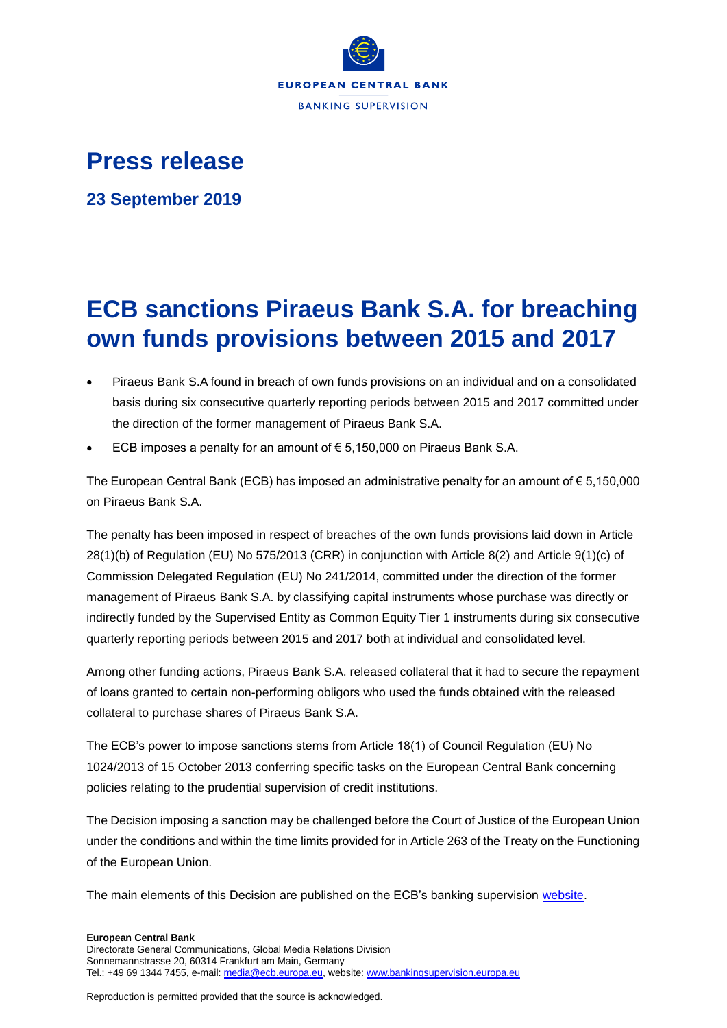EUROPEAN CENTRAL BANK

BANKING SUPERVISION

# Press release

**23 September 2019**

# ECB sanctions Piraeus Bank S.A. for breaching own funds provisions between 2015 and 2017

- Piraeus Bank S.A found in breach of own funds provisions on an individual and on a consolidated basis during six consecutive quarterly reporting periods between 2015 and 2017 committed under the direction of the former management of Piraeus Bank S.A.
- ECB imposes a penalty for an amount of € 5,150,000 on Piraeus Bank S.A.

The European Central Bank (ECB) has imposed an administrative penalty for an amount of € 5,150,000 on Piraeus Bank S.A.

The penalty has been imposed in respect of breaches of the own funds provisions laid down in Article 28(1)(b) of Regulation (EU) No 575/2013 (CRR) in conjunction with Article 8(2) and Article 9(1)(c) of Commission Delegated Regulation (EU) No 241/2014, committed under the direction of the former management of Piraeus Bank S.A. by classifying capital instruments whose purchase was directly or indirectly funded by the Supervised Entity as Common Equity Tier 1 instruments during six consecutive quarterly reporting periods between 2015 and 2017 both at individual and consolidated level.

Among other funding actions, Piraeus Bank S.A. released collateral that it had to secure the repayment of loans granted to certain non-performing obligors who used the funds obtained with the released collateral to purchase shares of Piraeus Bank S.A.

The ECB's power to impose sanctions stems from Article 18(1) of Council Regulation (EU) No 1024/2013 of 15 October 2013 conferring specific tasks on the European Central Bank concerning policies relating to the prudential supervision of credit institutions.

The Decision imposing a sanction may be challenged before the Court of Justice of the European Union under the conditions and within the time limits provided for in Article 263 of the Treaty on the Functioning of the European Union.

The main elements of this Decision are published on the ECB's banking supervision website.

**European Central Bank**
Directorate General Communications, Global Media Relations Division
Sonnemannstrasse 20, 60314 Frankfurt am Main, Germany
Tel.: +49 69 1344 7455, e-mail: media@ecb.europa.eu, website: www.bankingsupervision.europa.eu

Reproduction is permitted provided that the source is acknowledged.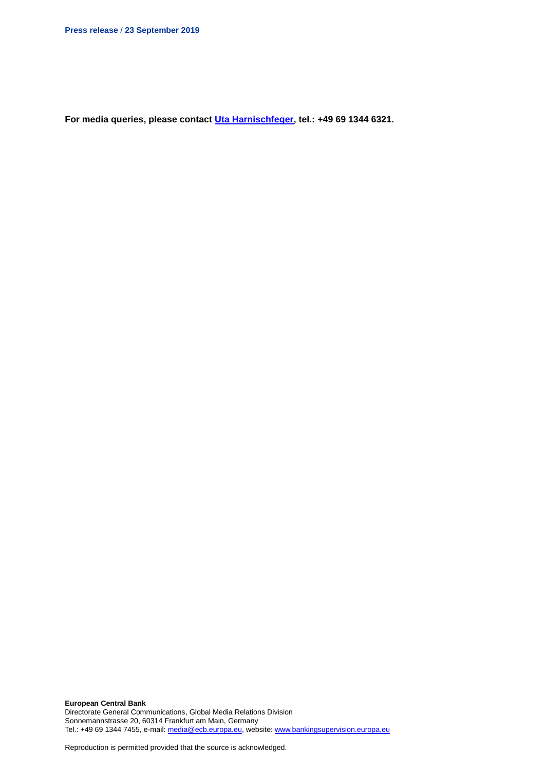**For media queries, please contact [Uta Harnischfeger](), tel.: +49 69 1344 6321.**

**European Central Bank**
Directorate General Communications, Global Media Relations Division
Sonnemannstrasse 20, 60314 Frankfurt am Main, Germany
Tel.: +49 69 1344 7455, e-mail: media@ecb.europa.eu, website: www.bankingsupervision.europa.eu

Reproduction is permitted provided that the source is acknowledged.